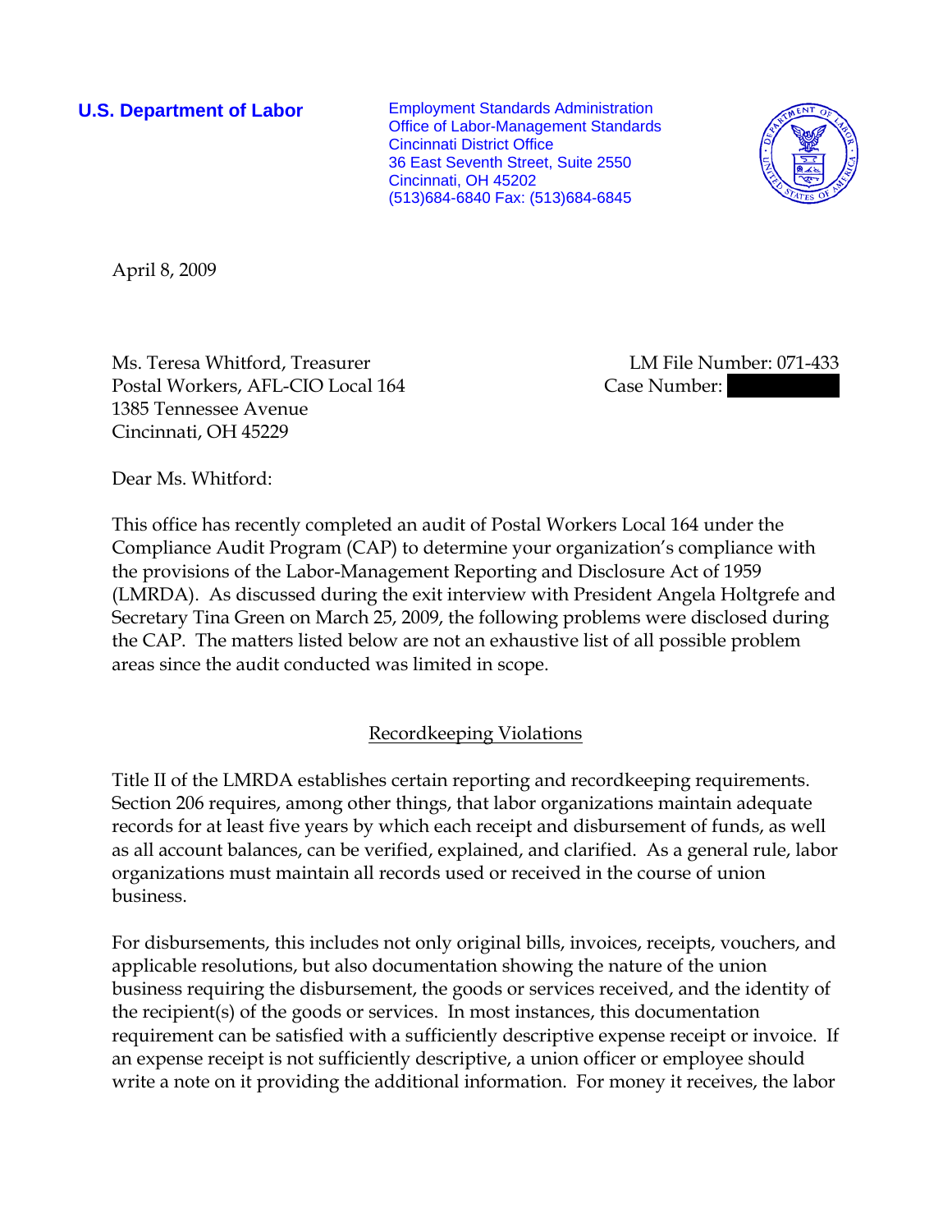**U.S. Department of Labor**

Employment Standards Administration
Office of Labor-Management Standards
Cincinnati District Office
36 East Seventh Street, Suite 2550
Cincinnati, OH 45202
(513)684-6840 Fax: (513)684-6845

April 8, 2009

Ms. Teresa Whitford, Treasurer
Postal Workers, AFL-CIO Local 164
1385 Tennessee Avenue
Cincinnati, OH 45229

LM File Number: 071-433
Case Number:

Dear Ms. Whitford:

This office has recently completed an audit of Postal Workers Local 164 under the Compliance Audit Program (CAP) to determine your organization's compliance with the provisions of the Labor-Management Reporting and Disclosure Act of 1959 (LMRDA). As discussed during the exit interview with President Angela Holtgrefe and Secretary Tina Green on March 25, 2009, the following problems were disclosed during the CAP. The matters listed below are not an exhaustive list of all possible problem areas since the audit conducted was limited in scope.

## Recordkeeping Violations

Title II of the LMRDA establishes certain reporting and recordkeeping requirements. Section 206 requires, among other things, that labor organizations maintain adequate records for at least five years by which each receipt and disbursement of funds, as well as all account balances, can be verified, explained, and clarified. As a general rule, labor organizations must maintain all records used or received in the course of union business.

For disbursements, this includes not only original bills, invoices, receipts, vouchers, and applicable resolutions, but also documentation showing the nature of the union business requiring the disbursement, the goods or services received, and the identity of the recipient(s) of the goods or services. In most instances, this documentation requirement can be satisfied with a sufficiently descriptive expense receipt or invoice. If an expense receipt is not sufficiently descriptive, a union officer or employee should write a note on it providing the additional information. For money it receives, the labor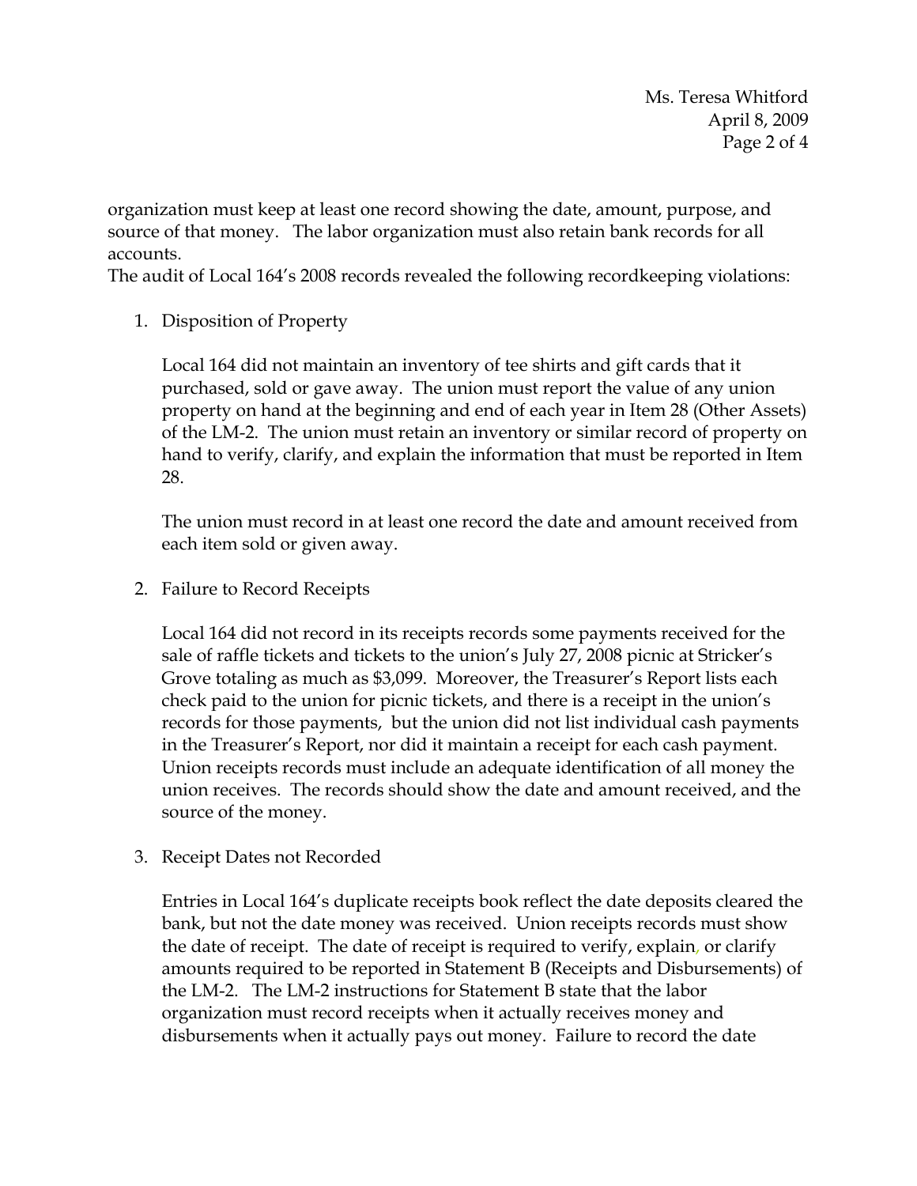organization must keep at least one record showing the date, amount, purpose, and source of that money. The labor organization must also retain bank records for all accounts.

The audit of Local 164's 2008 records revealed the following recordkeeping violations:

1. Disposition of Property

   Local 164 did not maintain an inventory of tee shirts and gift cards that it purchased, sold or gave away. The union must report the value of any union property on hand at the beginning and end of each year in Item 28 (Other Assets) of the LM-2. The union must retain an inventory or similar record of property on hand to verify, clarify, and explain the information that must be reported in Item 28.

   The union must record in at least one record the date and amount received from each item sold or given away.

2. Failure to Record Receipts

   Local 164 did not record in its receipts records some payments received for the sale of raffle tickets and tickets to the union's July 27, 2008 picnic at Stricker's Grove totaling as much as $3,099. Moreover, the Treasurer's Report lists each check paid to the union for picnic tickets, and there is a receipt in the union's records for those payments, but the union did not list individual cash payments in the Treasurer's Report, nor did it maintain a receipt for each cash payment. Union receipts records must include an adequate identification of all money the union receives. The records should show the date and amount received, and the source of the money.

3. Receipt Dates not Recorded

   Entries in Local 164's duplicate receipts book reflect the date deposits cleared the bank, but not the date money was received. Union receipts records must show the date of receipt. The date of receipt is required to verify, explain, or clarify amounts required to be reported in Statement B (Receipts and Disbursements) of the LM-2. The LM-2 instructions for Statement B state that the labor organization must record receipts when it actually receives money and disbursements when it actually pays out money. Failure to record the date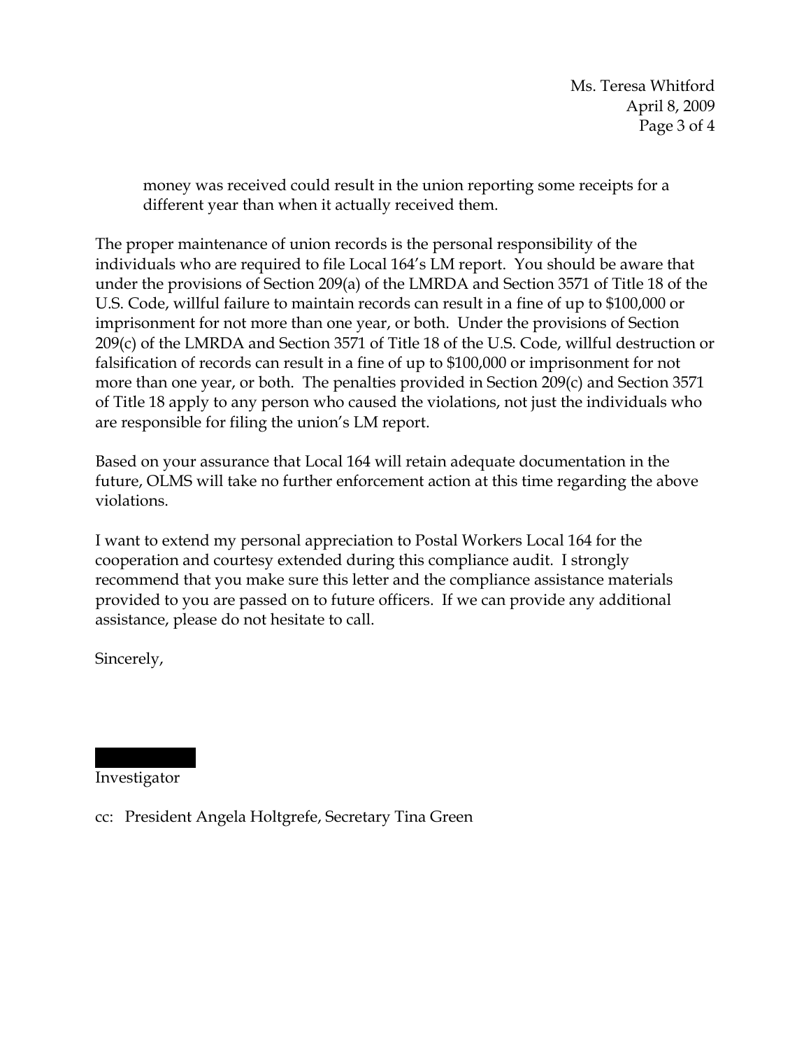money was received could result in the union reporting some receipts for a different year than when it actually received them.

The proper maintenance of union records is the personal responsibility of the individuals who are required to file Local 164's LM report. You should be aware that under the provisions of Section 209(a) of the LMRDA and Section 3571 of Title 18 of the U.S. Code, willful failure to maintain records can result in a fine of up to $100,000 or imprisonment for not more than one year, or both. Under the provisions of Section 209(c) of the LMRDA and Section 3571 of Title 18 of the U.S. Code, willful destruction or falsification of records can result in a fine of up to $100,000 or imprisonment for not more than one year, or both. The penalties provided in Section 209(c) and Section 3571 of Title 18 apply to any person who caused the violations, not just the individuals who are responsible for filing the union's LM report.

Based on your assurance that Local 164 will retain adequate documentation in the future, OLMS will take no further enforcement action at this time regarding the above violations.

I want to extend my personal appreciation to Postal Workers Local 164 for the cooperation and courtesy extended during this compliance audit. I strongly recommend that you make sure this letter and the compliance assistance materials provided to you are passed on to future officers. If we can provide any additional assistance, please do not hesitate to call.

Sincerely,

Investigator

cc: President Angela Holtgrefe, Secretary Tina Green